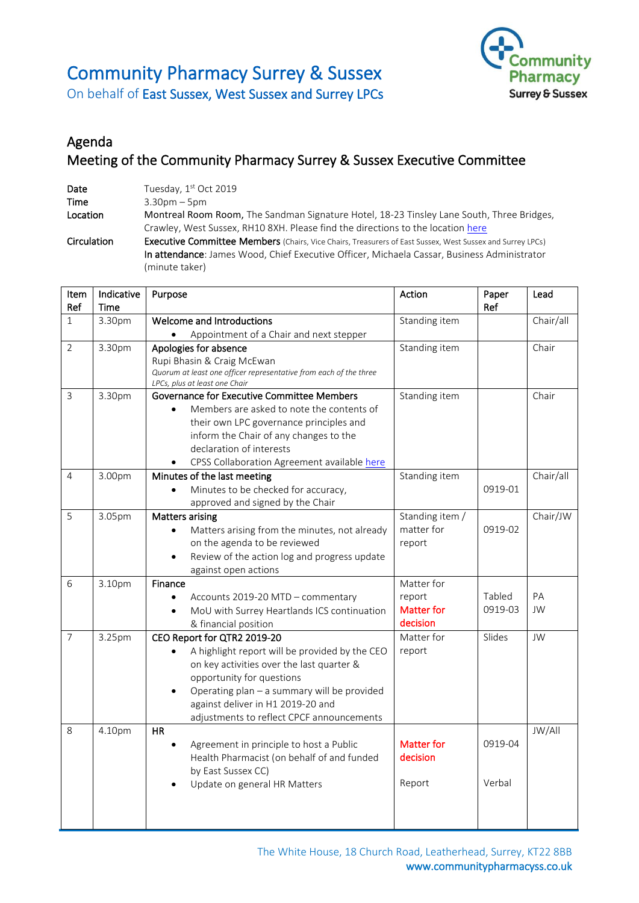# Community Pharmacy Surrey & Sussex

On behalf of East Sussex, West Sussex and Surrey LPCs

## Agenda

## Meeting of the Community Pharmacy Surrey & Sussex Executive Committee

**Date** Tuesday, 1st Oct 2019

**Time** 3.30pm – 5pm

**Location** Montreal Room Room, The Sandman Signature Hotel, 18-23 Tinsley Lane South, Three Bridges, Crawley, West Sussex, RH10 8XH. Please find the directions to the location here

**Circulation** **Executive Committee Members** (Chairs, Vice Chairs, Treasurers of East Sussex, West Sussex and Surrey LPCs)
**In attendance**: James Wood, Chief Executive Officer, Michaela Cassar, Business Administrator (minute taker)

| Item Ref | Indicative Time | Purpose | Action | Paper Ref | Lead |
|---|---|---|---|---|---|
| 1 | 3.30pm | **Welcome and Introductions**<br>• Appointment of a Chair and next stepper | Standing item | | Chair/all |
| 2 | 3.30pm | **Apologies for absence**<br>Rupi Bhasin & Craig McEwan<br>*Quorum at least one officer representative from each of the three LPCs, plus at least one Chair* | Standing item | | Chair |
| 3 | 3.30pm | **Governance for Executive Committee Members**<br>• Members are asked to note the contents of their own LPC governance principles and inform the Chair of any changes to the declaration of interests<br>• CPSS Collaboration Agreement available here | Standing item | | Chair |
| 4 | 3.00pm | **Minutes of the last meeting**<br>• Minutes to be checked for accuracy, approved and signed by the Chair | Standing item | 0919-01 | Chair/all |
| 5 | 3.05pm | **Matters arising**<br>• Matters arising from the minutes, not already on the agenda to be reviewed<br>• Review of the action log and progress update against open actions | Standing item / matter for report | 0919-02 | Chair/JW |
| 6 | 3.10pm | **Finance**<br>• Accounts 2019-20 MTD – commentary<br>• MoU with Surrey Heartlands ICS continuation & financial position | Matter for report<br>Matter for decision | Tabled<br>0919-03 | PA<br>JW |
| 7 | 3.25pm | **CEO Report for QTR2 2019-20**<br>• A highlight report will be provided by the CEO on key activities over the last quarter & opportunity for questions<br>• Operating plan – a summary will be provided against deliver in H1 2019-20 and adjustments to reflect CPCF announcements | Matter for report | Slides | JW |
| 8 | 4.10pm | **HR**<br>• Agreement in principle to host a Public Health Pharmacist (on behalf of and funded by East Sussex CC)<br>• Update on general HR Matters | Matter for decision<br><br>Report | 0919-04<br><br>Verbal | JW/All |

The White House, 18 Church Road, Leatherhead, Surrey, KT22 8BB
www.communitypharmacyss.co.uk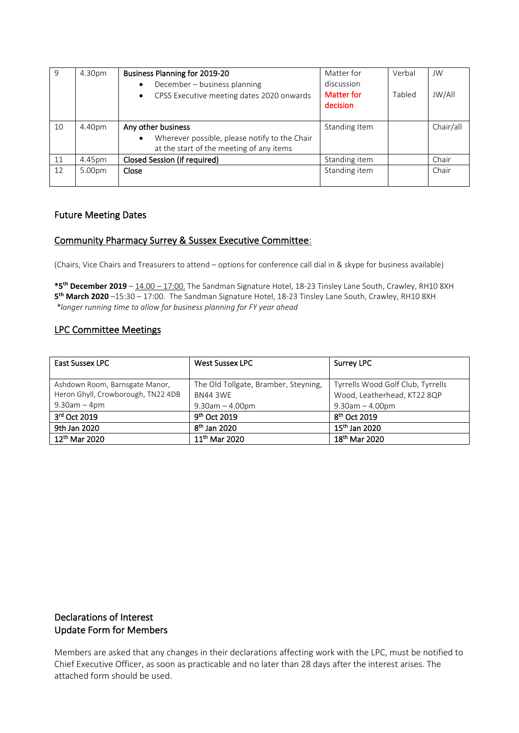| 9 | 4.30pm | **Business Planning for 2019-20**<br>• December – business planning<br>• CPSS Executive meeting dates 2020 onwards | Matter for discussion<br>Matter for decision | Verbal<br>Tabled | JW<br>JW/All |
|---|---|---|---|---|---|
| 10 | 4.40pm | **Any other business**<br>• Wherever possible, please notify to the Chair at the start of the meeting of any items | Standing Item | | Chair/all |
| 11 | 4.45pm | **Closed Session (if required)** | Standing item | | Chair |
| 12 | 5.00pm | **Close** | Standing item | | Chair |

## Future Meeting Dates

### Community Pharmacy Surrey & Sussex Executive Committee:

(Chairs, Vice Chairs and Treasurers to attend – options for conference call dial in & skype for business available)

***5th December 2019** – 14.00 – 17:00. The Sandman Signature Hotel, 18-23 Tinsley Lane South, Crawley, RH10 8XH
**5th March 2020** –15:30 – 17:00. The Sandman Signature Hotel, 18-23 Tinsley Lane South, Crawley, RH10 8XH
*\*longer running time to allow for business planning for FY year ahead*

### LPC Committee Meetings

| East Sussex LPC | West Sussex LPC | Surrey LPC |
|---|---|---|
| Ashdown Room, Barnsgate Manor, Heron Ghyll, Crowborough, TN22 4DB<br>9.30am – 4pm | The Old Tollgate, Bramber, Steyning, BN44 3WE<br>9.30am – 4.00pm | Tyrrells Wood Golf Club, Tyrrells Wood, Leatherhead, KT22 8QP<br>9.30am – 4.00pm |
| 3rd Oct 2019 | 9th Oct 2019 | 8th Oct 2019 |
| 9th Jan 2020 | 8th Jan 2020 | 15th Jan 2020 |
| 12th Mar 2020 | 11th Mar 2020 | 18th Mar 2020 |

## Declarations of Interest
## Update Form for Members

Members are asked that any changes in their declarations affecting work with the LPC, must be notified to Chief Executive Officer, as soon as practicable and no later than 28 days after the interest arises. The attached form should be used.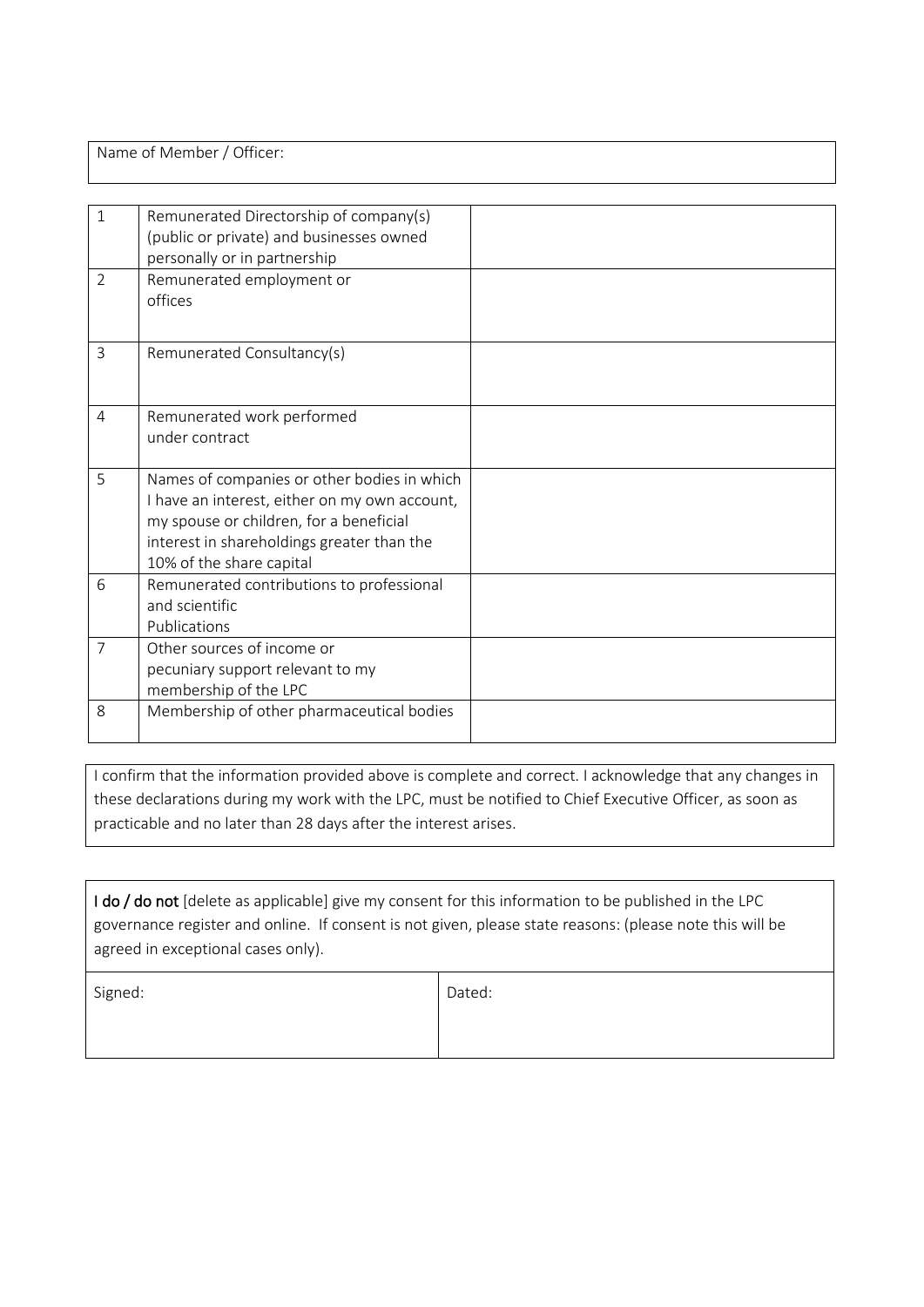| Name of Member / Officer: |
|---|

| | | |
|---|---|---|
| 1 | Remunerated Directorship of company(s) (public or private) and businesses owned personally or in partnership | |
| 2 | Remunerated employment or offices | |
| 3 | Remunerated Consultancy(s) | |
| 4 | Remunerated work performed under contract | |
| 5 | Names of companies or other bodies in which I have an interest, either on my own account, my spouse or children, for a beneficial interest in shareholdings greater than the 10% of the share capital | |
| 6 | Remunerated contributions to professional and scientific Publications | |
| 7 | Other sources of income or pecuniary support relevant to my membership of the LPC | |
| 8 | Membership of other pharmaceutical bodies | |

I confirm that the information provided above is complete and correct. I acknowledge that any changes in these declarations during my work with the LPC, must be notified to Chief Executive Officer, as soon as practicable and no later than 28 days after the interest arises.

**I do / do not** [delete as applicable] give my consent for this information to be published in the LPC governance register and online. If consent is not given, please state reasons: (please note this will be agreed in exceptional cases only).

| Signed: | Dated: |
|---|---|